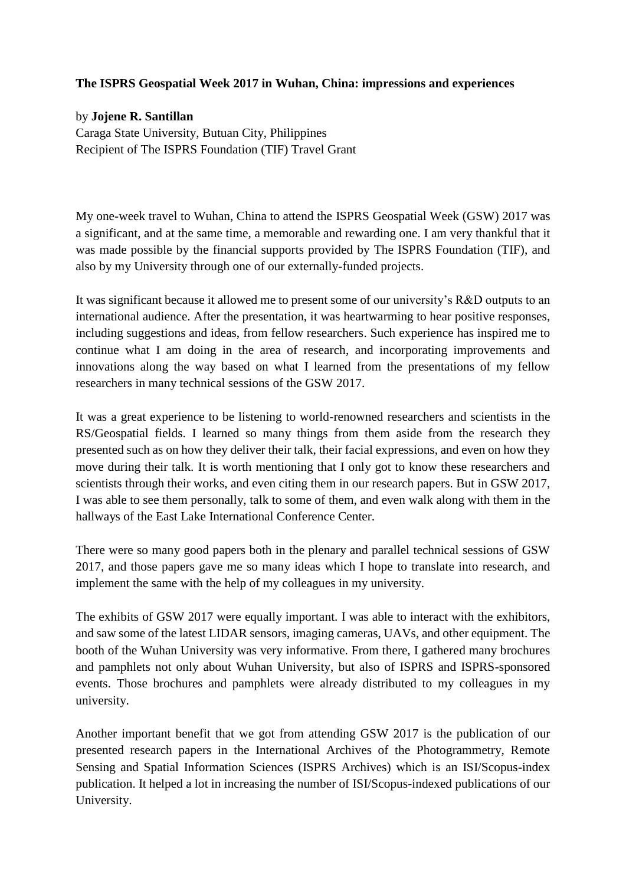**The ISPRS Geospatial Week 2017 in Wuhan, China: impressions and experiences**

by **Jojene R. Santillan**
Caraga State University, Butuan City, Philippines
Recipient of The ISPRS Foundation (TIF) Travel Grant

My one-week travel to Wuhan, China to attend the ISPRS Geospatial Week (GSW) 2017 was a significant, and at the same time, a memorable and rewarding one. I am very thankful that it was made possible by the financial supports provided by The ISPRS Foundation (TIF), and also by my University through one of our externally-funded projects.

It was significant because it allowed me to present some of our university's R&D outputs to an international audience. After the presentation, it was heartwarming to hear positive responses, including suggestions and ideas, from fellow researchers. Such experience has inspired me to continue what I am doing in the area of research, and incorporating improvements and innovations along the way based on what I learned from the presentations of my fellow researchers in many technical sessions of the GSW 2017.

It was a great experience to be listening to world-renowned researchers and scientists in the RS/Geospatial fields. I learned so many things from them aside from the research they presented such as on how they deliver their talk, their facial expressions, and even on how they move during their talk. It is worth mentioning that I only got to know these researchers and scientists through their works, and even citing them in our research papers. But in GSW 2017, I was able to see them personally, talk to some of them, and even walk along with them in the hallways of the East Lake International Conference Center.

There were so many good papers both in the plenary and parallel technical sessions of GSW 2017, and those papers gave me so many ideas which I hope to translate into research, and implement the same with the help of my colleagues in my university.

The exhibits of GSW 2017 were equally important. I was able to interact with the exhibitors, and saw some of the latest LIDAR sensors, imaging cameras, UAVs, and other equipment. The booth of the Wuhan University was very informative. From there, I gathered many brochures and pamphlets not only about Wuhan University, but also of ISPRS and ISPRS-sponsored events. Those brochures and pamphlets were already distributed to my colleagues in my university.

Another important benefit that we got from attending GSW 2017 is the publication of our presented research papers in the International Archives of the Photogrammetry, Remote Sensing and Spatial Information Sciences (ISPRS Archives) which is an ISI/Scopus-index publication. It helped a lot in increasing the number of ISI/Scopus-indexed publications of our University.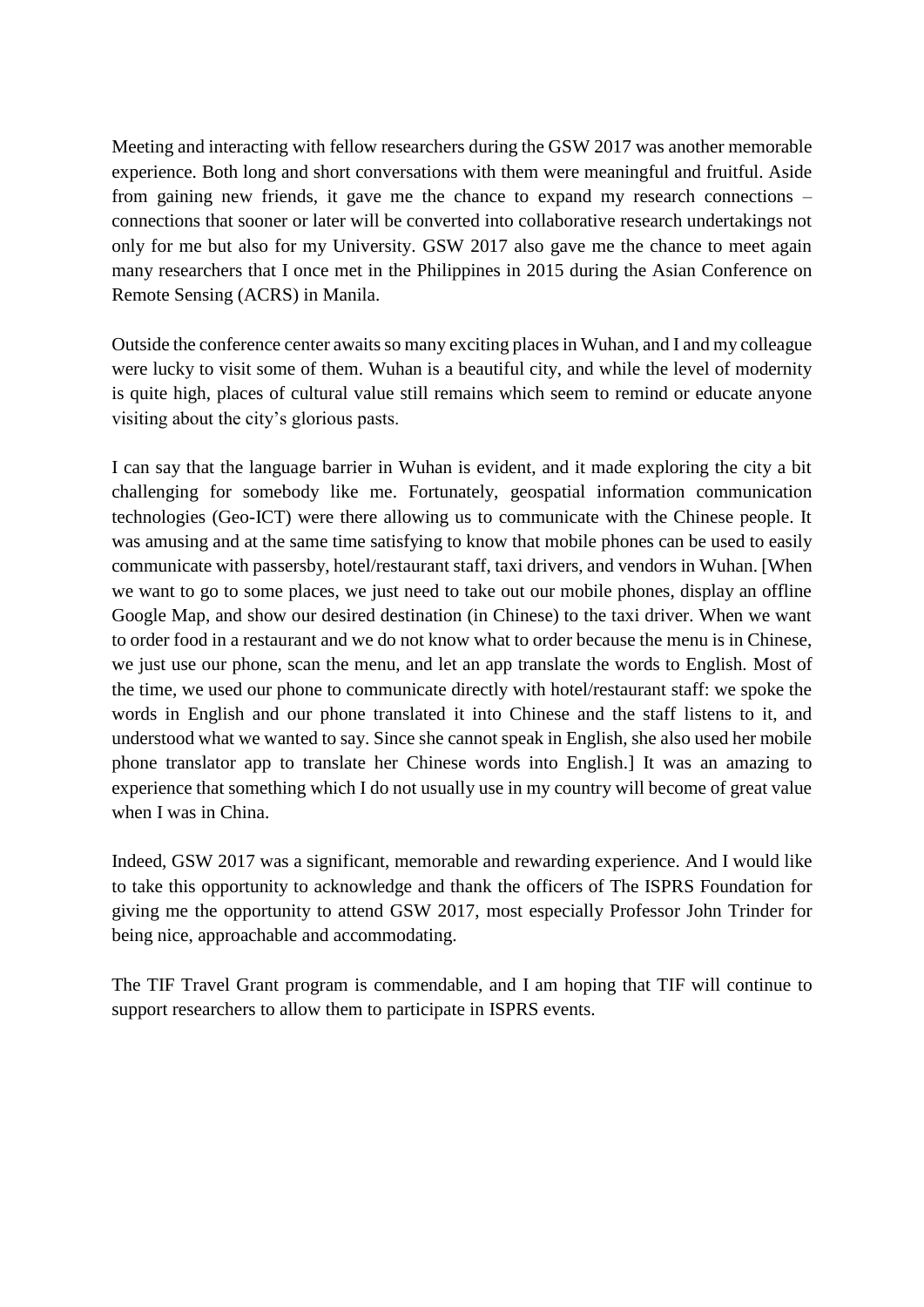Meeting and interacting with fellow researchers during the GSW 2017 was another memorable experience. Both long and short conversations with them were meaningful and fruitful. Aside from gaining new friends, it gave me the chance to expand my research connections – connections that sooner or later will be converted into collaborative research undertakings not only for me but also for my University. GSW 2017 also gave me the chance to meet again many researchers that I once met in the Philippines in 2015 during the Asian Conference on Remote Sensing (ACRS) in Manila.

Outside the conference center awaits so many exciting places in Wuhan, and I and my colleague were lucky to visit some of them. Wuhan is a beautiful city, and while the level of modernity is quite high, places of cultural value still remains which seem to remind or educate anyone visiting about the city's glorious pasts.

I can say that the language barrier in Wuhan is evident, and it made exploring the city a bit challenging for somebody like me. Fortunately, geospatial information communication technologies (Geo-ICT) were there allowing us to communicate with the Chinese people. It was amusing and at the same time satisfying to know that mobile phones can be used to easily communicate with passersby, hotel/restaurant staff, taxi drivers, and vendors in Wuhan. [When we want to go to some places, we just need to take out our mobile phones, display an offline Google Map, and show our desired destination (in Chinese) to the taxi driver. When we want to order food in a restaurant and we do not know what to order because the menu is in Chinese, we just use our phone, scan the menu, and let an app translate the words to English. Most of the time, we used our phone to communicate directly with hotel/restaurant staff: we spoke the words in English and our phone translated it into Chinese and the staff listens to it, and understood what we wanted to say. Since she cannot speak in English, she also used her mobile phone translator app to translate her Chinese words into English.] It was an amazing to experience that something which I do not usually use in my country will become of great value when I was in China.

Indeed, GSW 2017 was a significant, memorable and rewarding experience. And I would like to take this opportunity to acknowledge and thank the officers of The ISPRS Foundation for giving me the opportunity to attend GSW 2017, most especially Professor John Trinder for being nice, approachable and accommodating.

The TIF Travel Grant program is commendable, and I am hoping that TIF will continue to support researchers to allow them to participate in ISPRS events.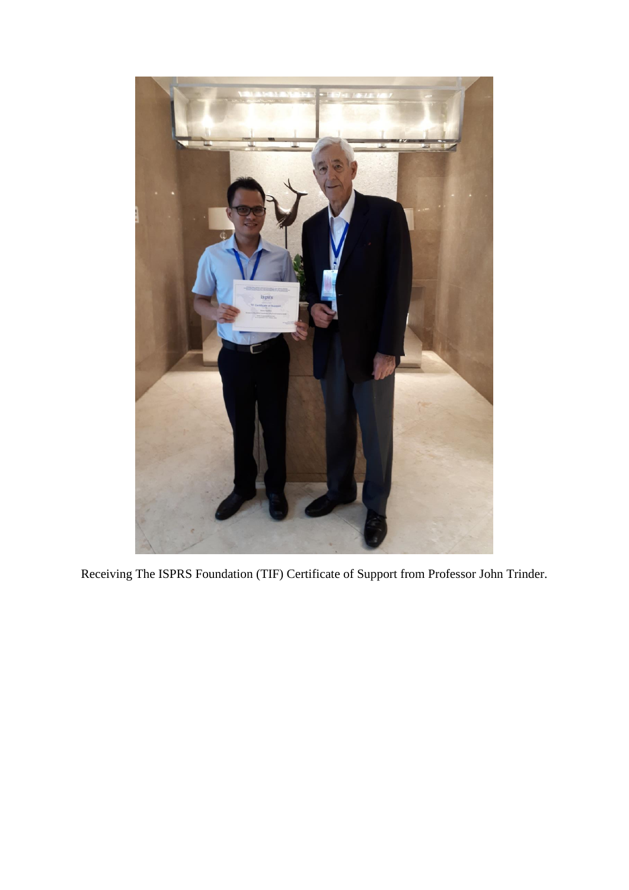Receiving The ISPRS Foundation (TIF) Certificate of Support from Professor John Trinder.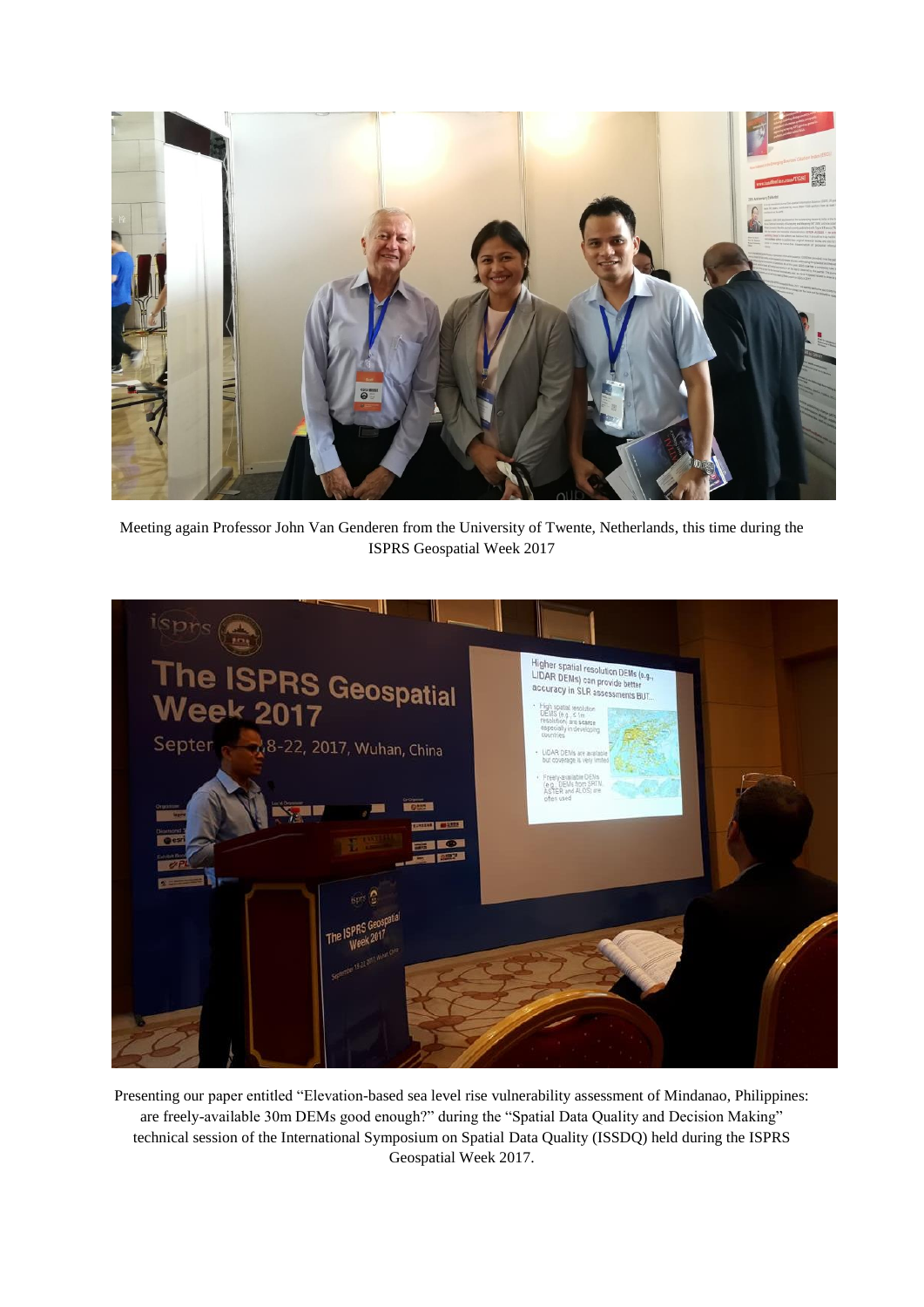Meeting again Professor John Van Genderen from the University of Twente, Netherlands, this time during the ISPRS Geospatial Week 2017

Presenting our paper entitled "Elevation-based sea level rise vulnerability assessment of Mindanao, Philippines: are freely-available 30m DEMs good enough?" during the "Spatial Data Quality and Decision Making" technical session of the International Symposium on Spatial Data Quality (ISSDQ) held during the ISPRS Geospatial Week 2017.